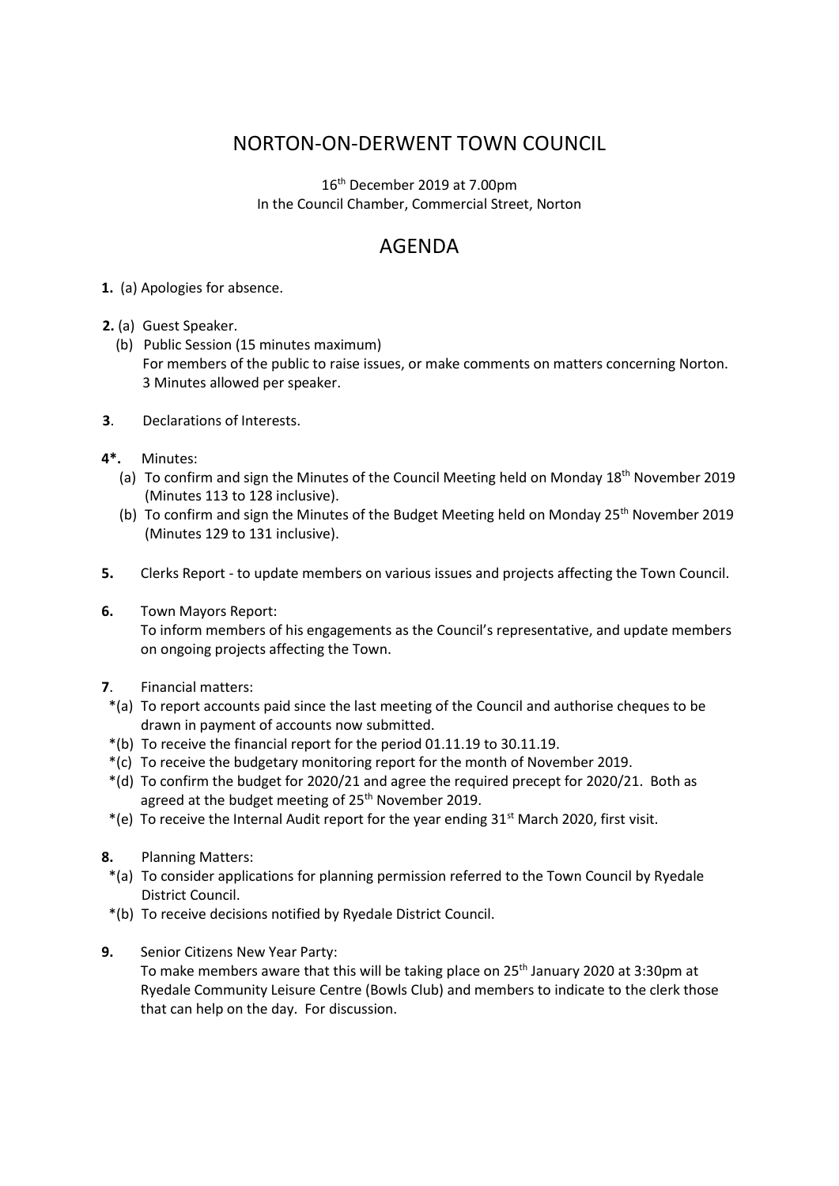# NORTON-ON-DERWENT TOWN COUNCIL

16th December 2019 at 7.00pm
In the Council Chamber, Commercial Street, Norton

## AGENDA

**1.** (a) Apologies for absence.

**2.** (a) Guest Speaker.
(b) Public Session (15 minutes maximum)
For members of the public to raise issues, or make comments on matters concerning Norton. 3 Minutes allowed per speaker.

**3**. Declarations of Interests.

**4*.** Minutes:
(a) To confirm and sign the Minutes of the Council Meeting held on Monday 18th November 2019 (Minutes 113 to 128 inclusive).
(b) To confirm and sign the Minutes of the Budget Meeting held on Monday 25th November 2019 (Minutes 129 to 131 inclusive).

**5.** Clerks Report - to update members on various issues and projects affecting the Town Council.

**6.** Town Mayors Report:
To inform members of his engagements as the Council's representative, and update members on ongoing projects affecting the Town.

**7**. Financial matters:
*(a) To report accounts paid since the last meeting of the Council and authorise cheques to be drawn in payment of accounts now submitted.
*(b) To receive the financial report for the period 01.11.19 to 30.11.19.
*(c) To receive the budgetary monitoring report for the month of November 2019.
*(d) To confirm the budget for 2020/21 and agree the required precept for 2020/21. Both as agreed at the budget meeting of 25th November 2019.
*(e) To receive the Internal Audit report for the year ending 31st March 2020, first visit.

**8.** Planning Matters:
*(a) To consider applications for planning permission referred to the Town Council by Ryedale District Council.
*(b) To receive decisions notified by Ryedale District Council.

**9.** Senior Citizens New Year Party:
To make members aware that this will be taking place on 25th January 2020 at 3:30pm at Ryedale Community Leisure Centre (Bowls Club) and members to indicate to the clerk those that can help on the day. For discussion.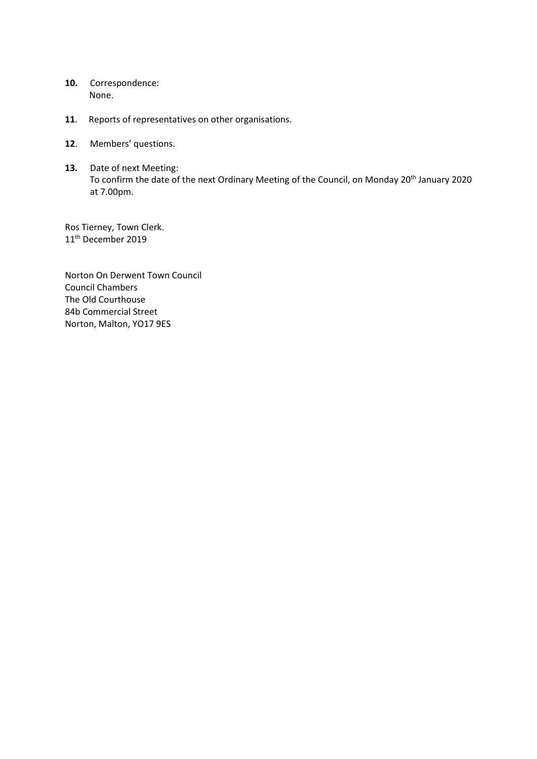**10.** Correspondence:
None.

**11**. Reports of representatives on other organisations.

**12**. Members' questions.

**13.** Date of next Meeting:
To confirm the date of the next Ordinary Meeting of the Council, on Monday 20th January 2020 at 7.00pm.

Ros Tierney, Town Clerk.
11th December 2019

Norton On Derwent Town Council
Council Chambers
The Old Courthouse
84b Commercial Street
Norton, Malton, YO17 9ES